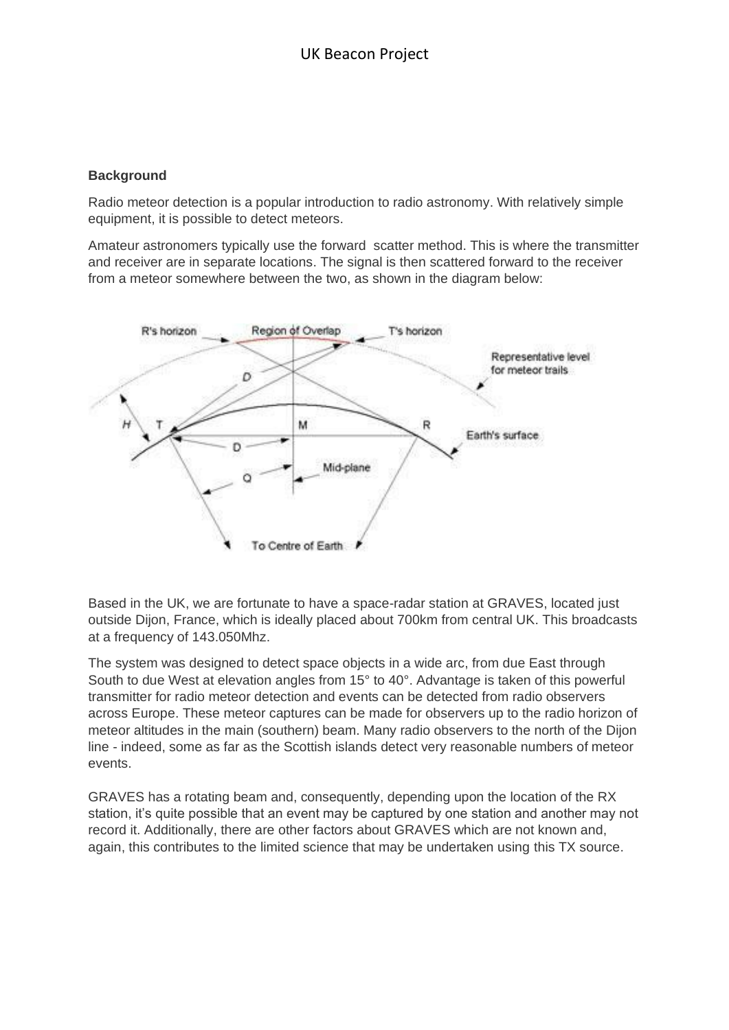# UK Beacon Project

**Background**

Radio meteor detection is a popular introduction to radio astronomy. With relatively simple equipment, it is possible to detect meteors.

Amateur astronomers typically use the forward scatter method. This is where the transmitter and receiver are in separate locations. The signal is then scattered forward to the receiver from a meteor somewhere between the two, as shown in the diagram below:

Based in the UK, we are fortunate to have a space-radar station at GRAVES, located just outside Dijon, France, which is ideally placed about 700km from central UK. This broadcasts at a frequency of 143.050Mhz.

The system was designed to detect space objects in a wide arc, from due East through South to due West at elevation angles from 15° to 40°. Advantage is taken of this powerful transmitter for radio meteor detection and events can be detected from radio observers across Europe. These meteor captures can be made for observers up to the radio horizon of meteor altitudes in the main (southern) beam. Many radio observers to the north of the Dijon line - indeed, some as far as the Scottish islands detect very reasonable numbers of meteor events.

GRAVES has a rotating beam and, consequently, depending upon the location of the RX station, it's quite possible that an event may be captured by one station and another may not record it. Additionally, there are other factors about GRAVES which are not known and, again, this contributes to the limited science that may be undertaken using this TX source.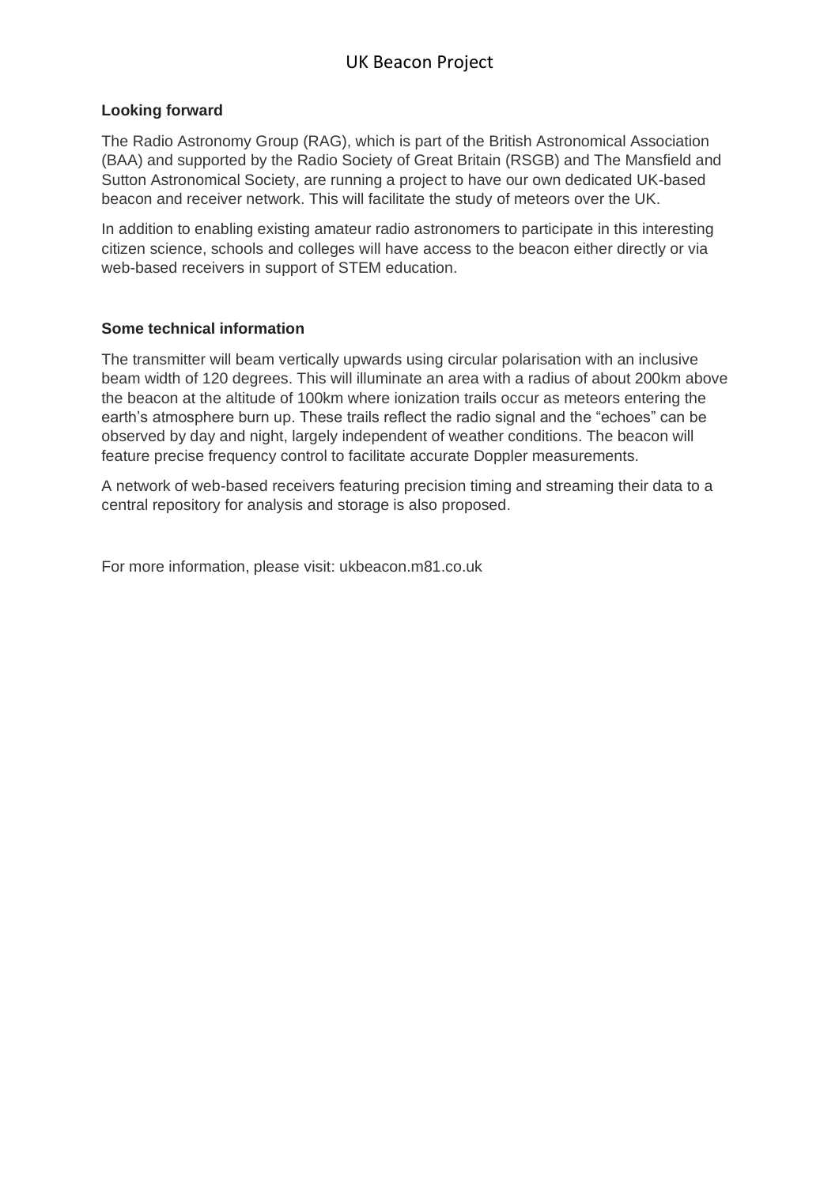### Looking forward

The Radio Astronomy Group (RAG), which is part of the British Astronomical Association (BAA) and supported by the Radio Society of Great Britain (RSGB) and The Mansfield and Sutton Astronomical Society, are running a project to have our own dedicated UK-based beacon and receiver network. This will facilitate the study of meteors over the UK.

In addition to enabling existing amateur radio astronomers to participate in this interesting citizen science, schools and colleges will have access to the beacon either directly or via web-based receivers in support of STEM education.

### Some technical information

The transmitter will beam vertically upwards using circular polarisation with an inclusive beam width of 120 degrees. This will illuminate an area with a radius of about 200km above the beacon at the altitude of 100km where ionization trails occur as meteors entering the earth's atmosphere burn up. These trails reflect the radio signal and the "echoes" can be observed by day and night, largely independent of weather conditions. The beacon will feature precise frequency control to facilitate accurate Doppler measurements.

A network of web-based receivers featuring precision timing and streaming their data to a central repository for analysis and storage is also proposed.

For more information, please visit: ukbeacon.m81.co.uk